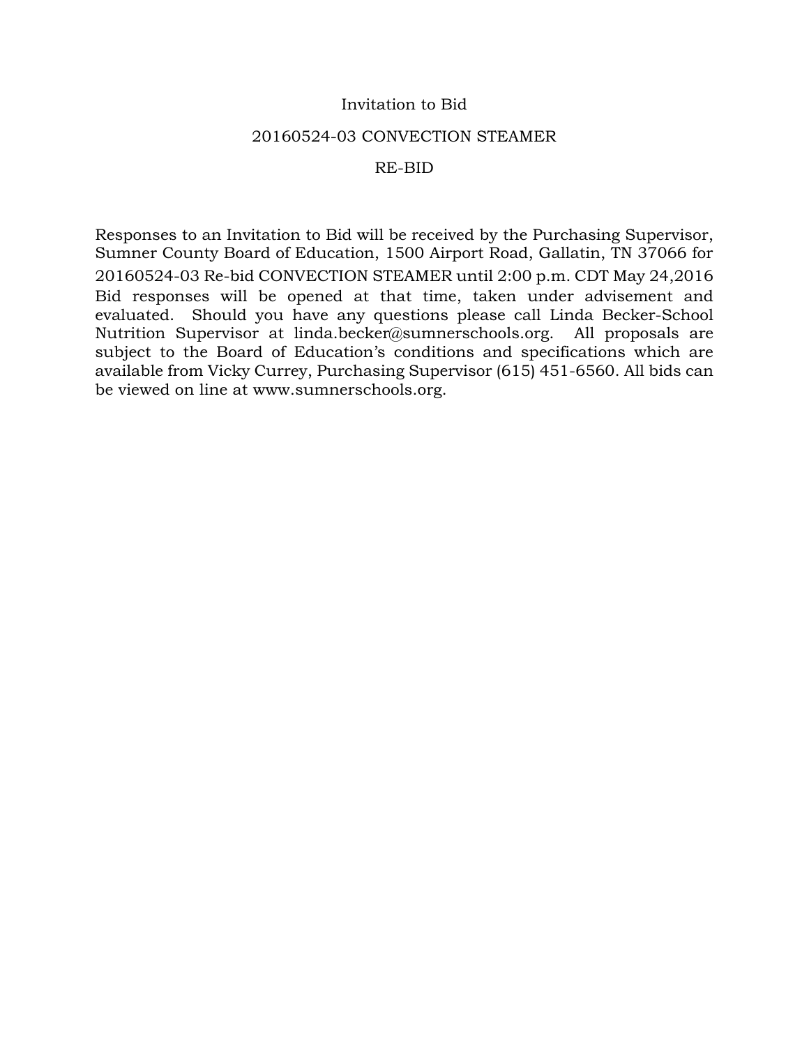# Invitation to Bid

## 20160524-03 CONVECTION STEAMER

## RE-BID

Responses to an Invitation to Bid will be received by the Purchasing Supervisor, Sumner County Board of Education, 1500 Airport Road, Gallatin, TN 37066 for 20160524-03 Re-bid CONVECTION STEAMER until 2:00 p.m. CDT May 24,2016 Bid responses will be opened at that time, taken under advisement and evaluated. Should you have any questions please call Linda Becker-School Nutrition Supervisor at linda.becker@sumnerschools.org. All proposals are subject to the Board of Education's conditions and specifications which are available from Vicky Currey, Purchasing Supervisor (615) 451-6560. All bids can be viewed on line at www.sumnerschools.org.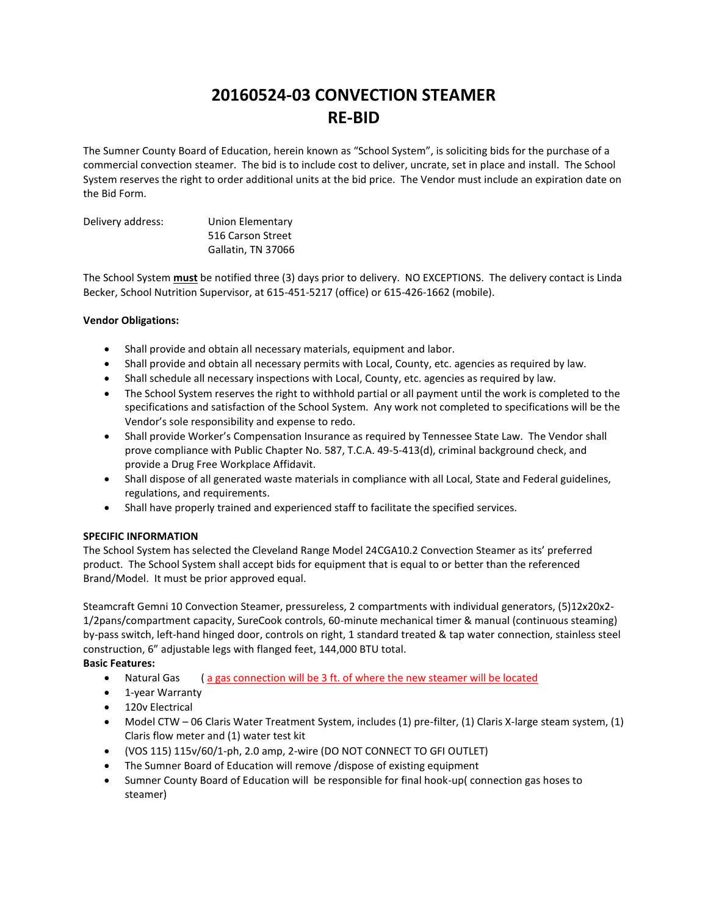# 20160524-03 CONVECTION STEAMER
# RE-BID

The Sumner County Board of Education, herein known as "School System", is soliciting bids for the purchase of a commercial convection steamer. The bid is to include cost to deliver, uncrate, set in place and install. The School System reserves the right to order additional units at the bid price. The Vendor must include an expiration date on the Bid Form.

Delivery address: Union Elementary
516 Carson Street
Gallatin, TN 37066

The School System **must** be notified three (3) days prior to delivery. NO EXCEPTIONS. The delivery contact is Linda Becker, School Nutrition Supervisor, at 615-451-5217 (office) or 615-426-1662 (mobile).

**Vendor Obligations:**

- Shall provide and obtain all necessary materials, equipment and labor.
- Shall provide and obtain all necessary permits with Local, County, etc. agencies as required by law.
- Shall schedule all necessary inspections with Local, County, etc. agencies as required by law.
- The School System reserves the right to withhold partial or all payment until the work is completed to the specifications and satisfaction of the School System. Any work not completed to specifications will be the Vendor's sole responsibility and expense to redo.
- Shall provide Worker's Compensation Insurance as required by Tennessee State Law. The Vendor shall prove compliance with Public Chapter No. 587, T.C.A. 49-5-413(d), criminal background check, and provide a Drug Free Workplace Affidavit.
- Shall dispose of all generated waste materials in compliance with all Local, State and Federal guidelines, regulations, and requirements.
- Shall have properly trained and experienced staff to facilitate the specified services.

**SPECIFIC INFORMATION**

The School System has selected the Cleveland Range Model 24CGA10.2 Convection Steamer as its' preferred product. The School System shall accept bids for equipment that is equal to or better than the referenced Brand/Model. It must be prior approved equal.

Steamcraft Gemni 10 Convection Steamer, pressureless, 2 compartments with individual generators, (5)12x20x2-1/2pans/compartment capacity, SureCook controls, 60-minute mechanical timer & manual (continuous steaming) by-pass switch, left-hand hinged door, controls on right, 1 standard treated & tap water connection, stainless steel construction, 6" adjustable legs with flanged feet, 144,000 BTU total.

**Basic Features:**

- Natural Gas ( a gas connection will be 3 ft. of where the new steamer will be located
- 1-year Warranty
- 120v Electrical
- Model CTW – 06 Claris Water Treatment System, includes (1) pre-filter, (1) Claris X-large steam system, (1) Claris flow meter and (1) water test kit
- (VOS 115) 115v/60/1-ph, 2.0 amp, 2-wire (DO NOT CONNECT TO GFI OUTLET)
- The Sumner Board of Education will remove /dispose of existing equipment
- Sumner County Board of Education will be responsible for final hook-up( connection gas hoses to steamer)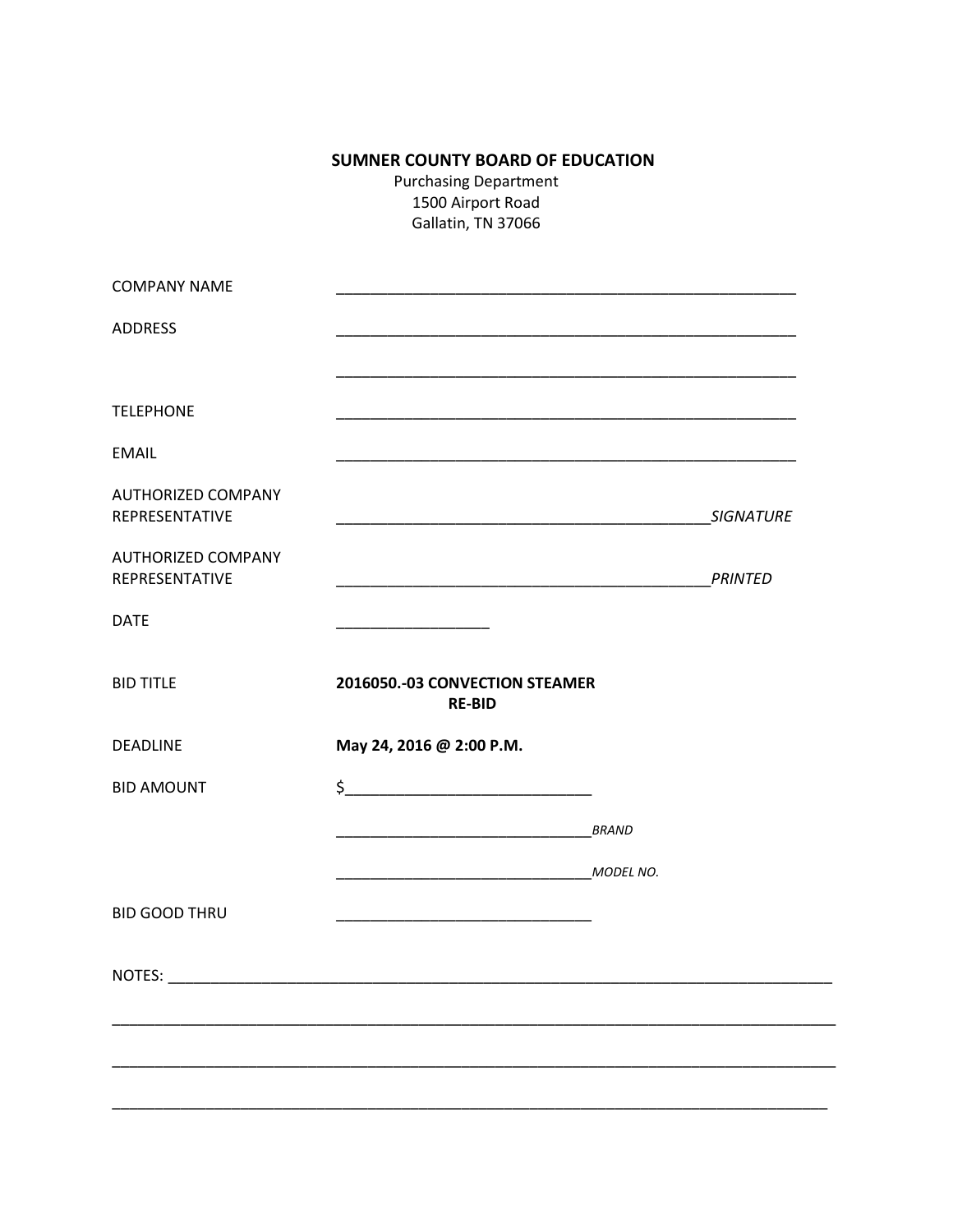**SUMNER COUNTY BOARD OF EDUCATION**

Purchasing Department
1500 Airport Road
Gallatin, TN 37066

COMPANY NAME _______________________________________________________

ADDRESS _______________________________________________________

_______________________________________________________

TELEPHONE _______________________________________________________

EMAIL _______________________________________________________

AUTHORIZED COMPANY REPRESENTATIVE ____________________________________________*SIGNATURE*

AUTHORIZED COMPANY REPRESENTATIVE ____________________________________________*PRINTED*

DATE __________________

BID TITLE **2016050.-03 CONVECTION STEAMER RE-BID**

DEADLINE **May 24, 2016 @ 2:00 P.M.**

BID AMOUNT $_____________________________

_______________________________*BRAND*

_______________________________*MODEL NO.*

BID GOOD THRU _______________________________

NOTES: _________________________________________________________________________________

_________________________________________________________________________________________

_________________________________________________________________________________________

_________________________________________________________________________________________